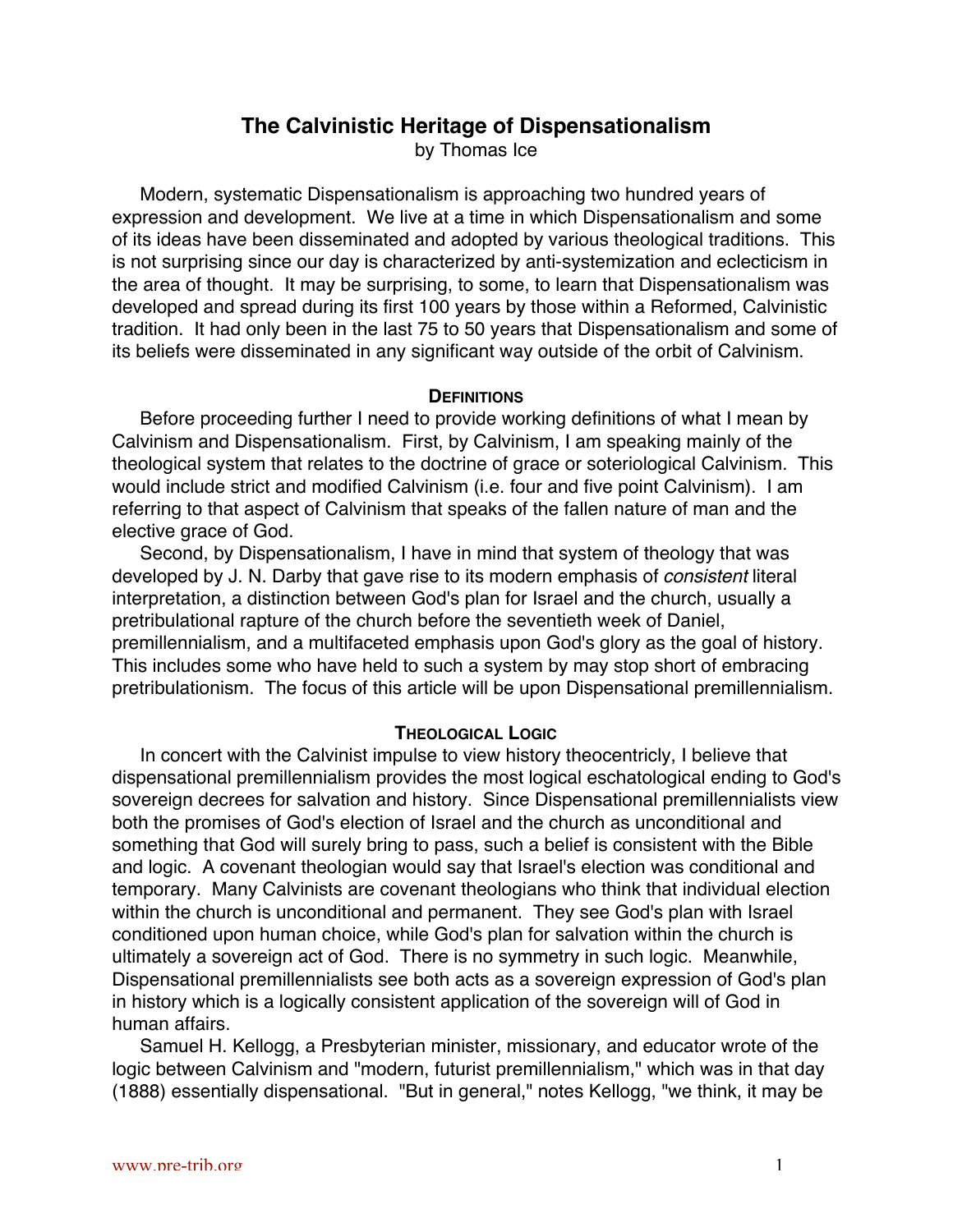# The Calvinistic Heritage of Dispensationalism

by Thomas Ice

Modern, systematic Dispensationalism is approaching two hundred years of expression and development. We live at a time in which Dispensationalism and some of its ideas have been disseminated and adopted by various theological traditions. This is not surprising since our day is characterized by anti-systemization and eclecticism in the area of thought. It may be surprising, to some, to learn that Dispensationalism was developed and spread during its first 100 years by those within a Reformed, Calvinistic tradition. It had only been in the last 75 to 50 years that Dispensationalism and some of its beliefs were disseminated in any significant way outside of the orbit of Calvinism.

## Definitions

Before proceeding further I need to provide working definitions of what I mean by Calvinism and Dispensationalism. First, by Calvinism, I am speaking mainly of the theological system that relates to the doctrine of grace or soteriological Calvinism. This would include strict and modified Calvinism (i.e. four and five point Calvinism). I am referring to that aspect of Calvinism that speaks of the fallen nature of man and the elective grace of God.

Second, by Dispensationalism, I have in mind that system of theology that was developed by J. N. Darby that gave rise to its modern emphasis of *consistent* literal interpretation, a distinction between God's plan for Israel and the church, usually a pretribulational rapture of the church before the seventieth week of Daniel, premillennialism, and a multifaceted emphasis upon God's glory as the goal of history. This includes some who have held to such a system by may stop short of embracing pretribulationism. The focus of this article will be upon Dispensational premillennialism.

## Theological Logic

In concert with the Calvinist impulse to view history theocentricly, I believe that dispensational premillennialism provides the most logical eschatological ending to God's sovereign decrees for salvation and history. Since Dispensational premillennialists view both the promises of God's election of Israel and the church as unconditional and something that God will surely bring to pass, such a belief is consistent with the Bible and logic. A covenant theologian would say that Israel's election was conditional and temporary. Many Calvinists are covenant theologians who think that individual election within the church is unconditional and permanent. They see God's plan with Israel conditioned upon human choice, while God's plan for salvation within the church is ultimately a sovereign act of God. There is no symmetry in such logic. Meanwhile, Dispensational premillennialists see both acts as a sovereign expression of God's plan in history which is a logically consistent application of the sovereign will of God in human affairs.

Samuel H. Kellogg, a Presbyterian minister, missionary, and educator wrote of the logic between Calvinism and "modern, futurist premillennialism," which was in that day (1888) essentially dispensational. "But in general," notes Kellogg, "we think, it may be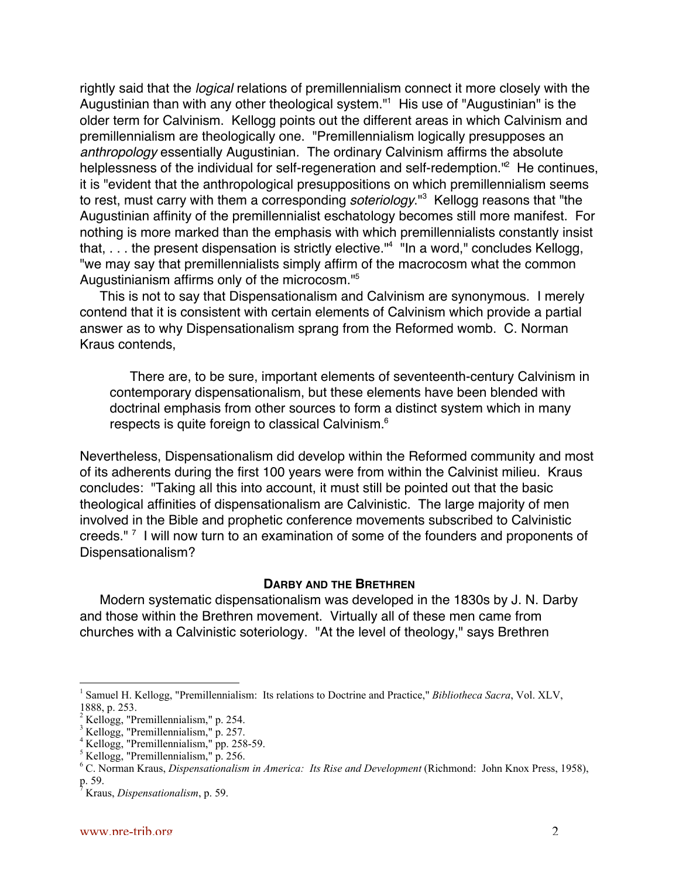rightly said that the *logical* relations of premillennialism connect it more closely with the Augustinian than with any other theological system."[1] His use of "Augustinian" is the older term for Calvinism. Kellogg points out the different areas in which Calvinism and premillennialism are theologically one. "Premillennialism logically presupposes an *anthropology* essentially Augustinian. The ordinary Calvinism affirms the absolute helplessness of the individual for self-regeneration and self-redemption."[2] He continues, it is "evident that the anthropological presuppositions on which premillennialism seems to rest, must carry with them a corresponding *soteriology*."[3] Kellogg reasons that "the Augustinian affinity of the premillennialist eschatology becomes still more manifest. For nothing is more marked than the emphasis with which premillennialists constantly insist that, . . . the present dispensation is strictly elective."[4] "In a word," concludes Kellogg, "we may say that premillennialists simply affirm of the macrocosm what the common Augustinianism affirms only of the microcosm."[5]

This is not to say that Dispensationalism and Calvinism are synonymous. I merely contend that it is consistent with certain elements of Calvinism which provide a partial answer as to why Dispensationalism sprang from the Reformed womb. C. Norman Kraus contends,

> There are, to be sure, important elements of seventeenth-century Calvinism in contemporary dispensationalism, but these elements have been blended with doctrinal emphasis from other sources to form a distinct system which in many respects is quite foreign to classical Calvinism.[6]

Nevertheless, Dispensationalism did develop within the Reformed community and most of its adherents during the first 100 years were from within the Calvinist milieu. Kraus concludes: "Taking all this into account, it must still be pointed out that the basic theological affinities of dispensationalism are Calvinistic. The large majority of men involved in the Bible and prophetic conference movements subscribed to Calvinistic creeds." [7] I will now turn to an examination of some of the founders and proponents of Dispensationalism?

## DARBY AND THE BRETHREN

Modern systematic dispensationalism was developed in the 1830s by J. N. Darby and those within the Brethren movement. Virtually all of these men came from churches with a Calvinistic soteriology. "At the level of theology," says Brethren

---

[1] Samuel H. Kellogg, "Premillennialism: Its relations to Doctrine and Practice," *Bibliotheca Sacra*, Vol. XLV, 1888, p. 253.

[2] Kellogg, "Premillennialism," p. 254.

[3] Kellogg, "Premillennialism," p. 257.

[4] Kellogg, "Premillennialism," pp. 258-59.

[5] Kellogg, "Premillennialism," p. 256.

[6] C. Norman Kraus, *Dispensationalism in America: Its Rise and Development* (Richmond: John Knox Press, 1958), p. 59.

[7] Kraus, *Dispensationalism*, p. 59.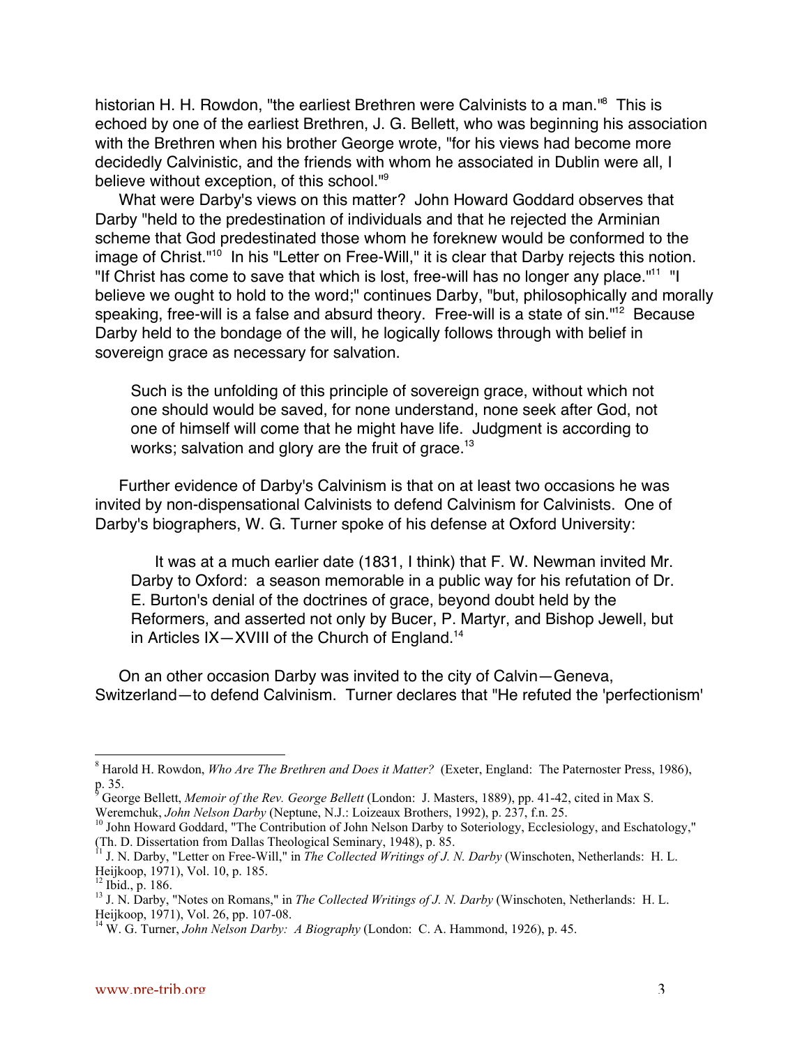historian H. H. Rowdon, "the earliest Brethren were Calvinists to a man."[8] This is echoed by one of the earliest Brethren, J. G. Bellett, who was beginning his association with the Brethren when his brother George wrote, "for his views had become more decidedly Calvinistic, and the friends with whom he associated in Dublin were all, I believe without exception, of this school."[9]

What were Darby's views on this matter? John Howard Goddard observes that Darby "held to the predestination of individuals and that he rejected the Arminian scheme that God predestinated those whom he foreknew would be conformed to the image of Christ."[10] In his "Letter on Free-Will," it is clear that Darby rejects this notion. "If Christ has come to save that which is lost, free-will has no longer any place."[11] "I believe we ought to hold to the word;" continues Darby, "but, philosophically and morally speaking, free-will is a false and absurd theory. Free-will is a state of sin."[12] Because Darby held to the bondage of the will, he logically follows through with belief in sovereign grace as necessary for salvation.

> Such is the unfolding of this principle of sovereign grace, without which not one should would be saved, for none understand, none seek after God, not one of himself will come that he might have life. Judgment is according to works; salvation and glory are the fruit of grace.[13]

Further evidence of Darby's Calvinism is that on at least two occasions he was invited by non-dispensational Calvinists to defend Calvinism for Calvinists. One of Darby's biographers, W. G. Turner spoke of his defense at Oxford University:

> It was at a much earlier date (1831, I think) that F. W. Newman invited Mr. Darby to Oxford: a season memorable in a public way for his refutation of Dr. E. Burton's denial of the doctrines of grace, beyond doubt held by the Reformers, and asserted not only by Bucer, P. Martyr, and Bishop Jewell, but in Articles IX—XVIII of the Church of England.[14]

On an other occasion Darby was invited to the city of Calvin—Geneva, Switzerland—to defend Calvinism. Turner declares that "He refuted the 'perfectionism'

---

[8] Harold H. Rowdon, *Who Are The Brethren and Does it Matter?* (Exeter, England: The Paternoster Press, 1986), p. 35.

[9] George Bellett, *Memoir of the Rev. George Bellett* (London: J. Masters, 1889), pp. 41-42, cited in Max S. Weremchuk, *John Nelson Darby* (Neptune, N.J.: Loizeaux Brothers, 1992), p. 237, f.n. 25.

[10] John Howard Goddard, "The Contribution of John Nelson Darby to Soteriology, Ecclesiology, and Eschatology," (Th. D. Dissertation from Dallas Theological Seminary, 1948), p. 85.

[11] J. N. Darby, "Letter on Free-Will," in *The Collected Writings of J. N. Darby* (Winschoten, Netherlands: H. L. Heijkoop, 1971), Vol. 10, p. 185.

[12] Ibid., p. 186.

[13] J. N. Darby, "Notes on Romans," in *The Collected Writings of J. N. Darby* (Winschoten, Netherlands: H. L. Heijkoop, 1971), Vol. 26, pp. 107-08.

[14] W. G. Turner, *John Nelson Darby: A Biography* (London: C. A. Hammond, 1926), p. 45.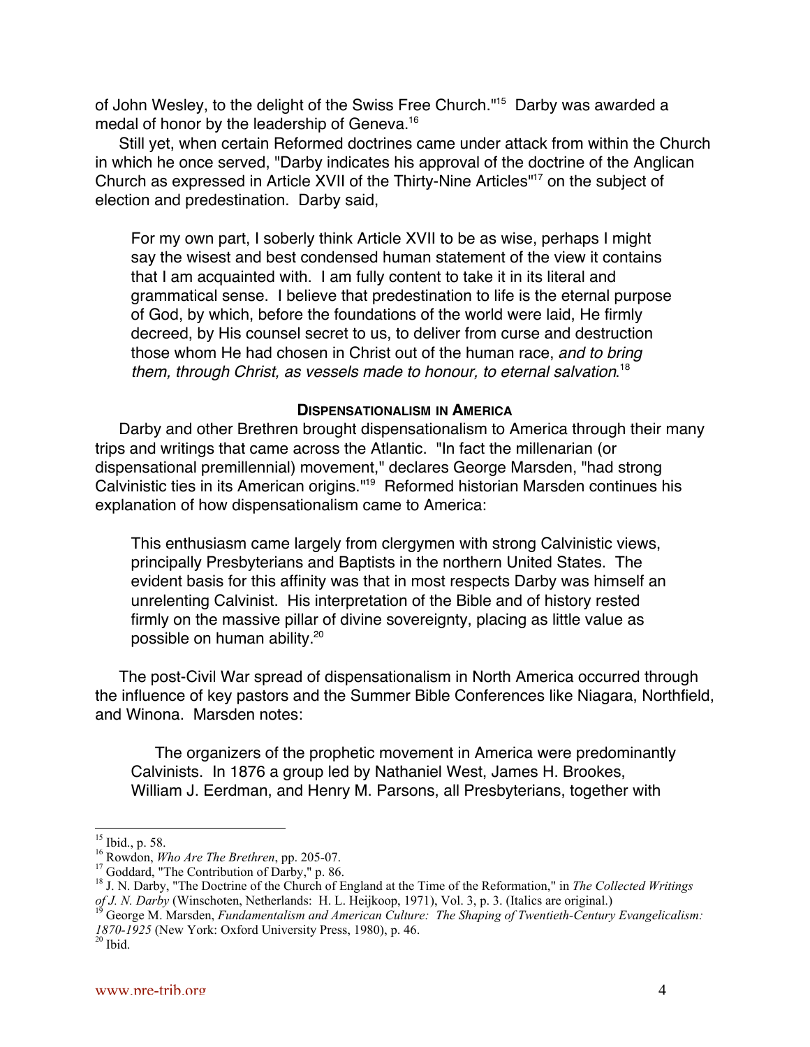of John Wesley, to the delight of the Swiss Free Church."[15] Darby was awarded a medal of honor by the leadership of Geneva.[16]

Still yet, when certain Reformed doctrines came under attack from within the Church in which he once served, "Darby indicates his approval of the doctrine of the Anglican Church as expressed in Article XVII of the Thirty-Nine Articles"[17] on the subject of election and predestination. Darby said,

> For my own part, I soberly think Article XVII to be as wise, perhaps I might say the wisest and best condensed human statement of the view it contains that I am acquainted with. I am fully content to take it in its literal and grammatical sense. I believe that predestination to life is the eternal purpose of God, by which, before the foundations of the world were laid, He firmly decreed, by His counsel secret to us, to deliver from curse and destruction those whom He had chosen in Christ out of the human race, *and to bring them, through Christ, as vessels made to honour, to eternal salvation*.[18]

### Dispensationalism in America

Darby and other Brethren brought dispensationalism to America through their many trips and writings that came across the Atlantic. "In fact the millenarian (or dispensational premillennial) movement," declares George Marsden, "had strong Calvinistic ties in its American origins."[19] Reformed historian Marsden continues his explanation of how dispensationalism came to America:

> This enthusiasm came largely from clergymen with strong Calvinistic views, principally Presbyterians and Baptists in the northern United States. The evident basis for this affinity was that in most respects Darby was himself an unrelenting Calvinist. His interpretation of the Bible and of history rested firmly on the massive pillar of divine sovereignty, placing as little value as possible on human ability.[20]

The post-Civil War spread of dispensationalism in North America occurred through the influence of key pastors and the Summer Bible Conferences like Niagara, Northfield, and Winona. Marsden notes:

> The organizers of the prophetic movement in America were predominantly Calvinists. In 1876 a group led by Nathaniel West, James H. Brookes, William J. Eerdman, and Henry M. Parsons, all Presbyterians, together with

---

[15] Ibid., p. 58.

[16] Rowdon, *Who Are The Brethren*, pp. 205-07.

[17] Goddard, "The Contribution of Darby," p. 86.

[18] J. N. Darby, "The Doctrine of the Church of England at the Time of the Reformation," in *The Collected Writings of J. N. Darby* (Winschoten, Netherlands: H. L. Heijkoop, 1971), Vol. 3, p. 3. (Italics are original.)

[19] George M. Marsden, *Fundamentalism and American Culture: The Shaping of Twentieth-Century Evangelicalism: 1870-1925* (New York: Oxford University Press, 1980), p. 46.

[20] Ibid.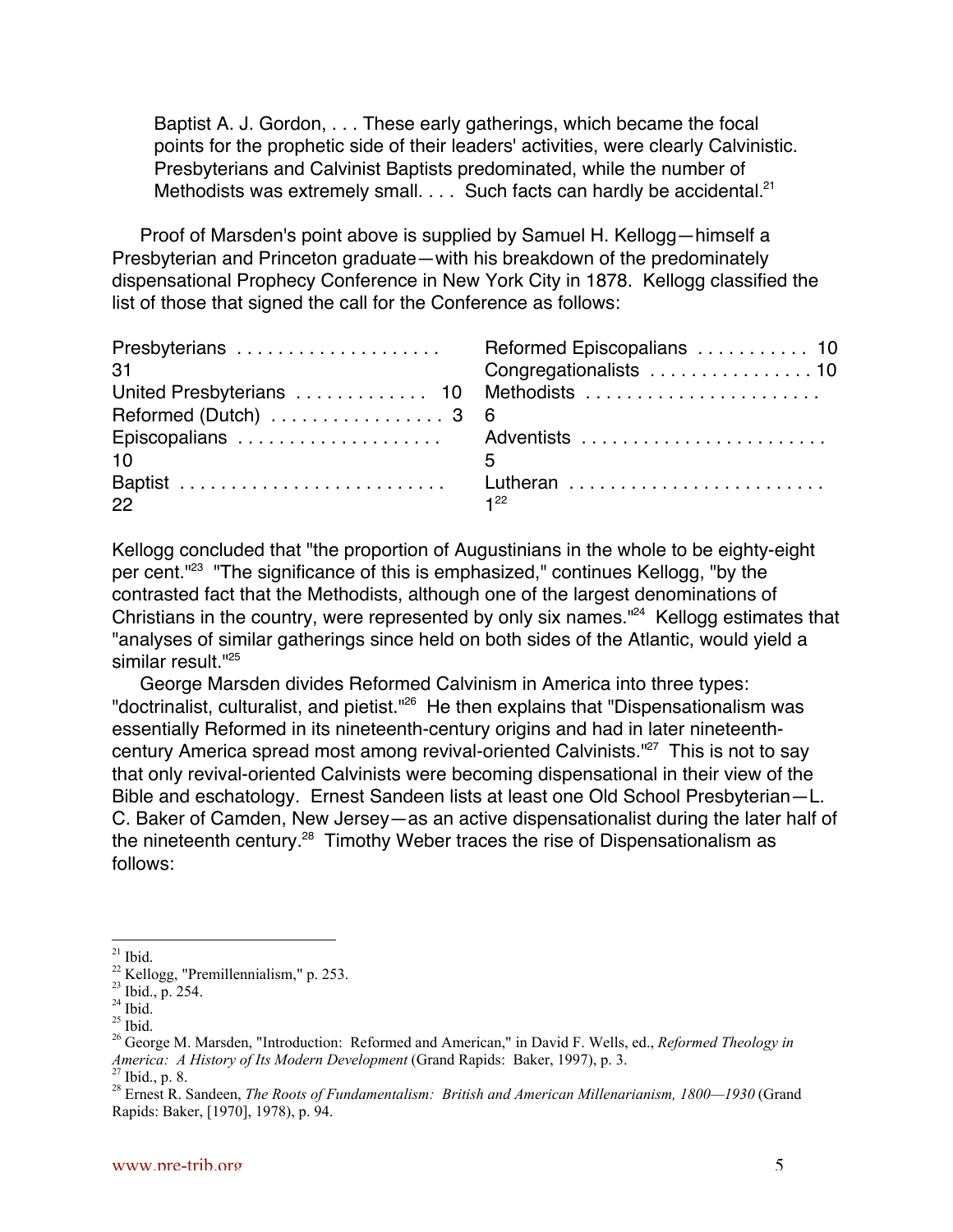> Baptist A. J. Gordon, . . . These early gatherings, which became the focal points for the prophetic side of their leaders' activities, were clearly Calvinistic. Presbyterians and Calvinist Baptists predominated, while the number of Methodists was extremely small. . . . Such facts can hardly be accidental.[21]

Proof of Marsden's point above is supplied by Samuel H. Kellogg—himself a Presbyterian and Princeton graduate—with his breakdown of the predominately dispensational Prophecy Conference in New York City in 1878. Kellogg classified the list of those that signed the call for the Conference as follows:

| | | | |
|---|---|---|---|
| Presbyterians | 31 | Reformed Episcopalians | 10 |
| United Presbyterians | 10 | Congregationalists | 10 |
| Reformed (Dutch) | 3 | Methodists | 6 |
| Episcopalians | 10 | Adventists | 5 |
| Baptist | 22 | Lutheran | 1[22] |

Kellogg concluded that "the proportion of Augustinians in the whole to be eighty-eight per cent."[23] "The significance of this is emphasized," continues Kellogg, "by the contrasted fact that the Methodists, although one of the largest denominations of Christians in the country, were represented by only six names."[24] Kellogg estimates that "analyses of similar gatherings since held on both sides of the Atlantic, would yield a similar result."[25]

George Marsden divides Reformed Calvinism in America into three types: "doctrinalist, culturalist, and pietist."[26] He then explains that "Dispensationalism was essentially Reformed in its nineteenth-century origins and had in later nineteenth-century America spread most among revival-oriented Calvinists."[27] This is not to say that only revival-oriented Calvinists were becoming dispensational in their view of the Bible and eschatology. Ernest Sandeen lists at least one Old School Presbyterian—L. C. Baker of Camden, New Jersey—as an active dispensationalist during the later half of the nineteenth century.[28] Timothy Weber traces the rise of Dispensationalism as follows:

---

[21] Ibid.
[22] Kellogg, "Premillennialism," p. 253.
[23] Ibid., p. 254.
[24] Ibid.
[25] Ibid.
[26] George M. Marsden, "Introduction: Reformed and American," in David F. Wells, ed., *Reformed Theology in America: A History of Its Modern Development* (Grand Rapids: Baker, 1997), p. 3.
[27] Ibid., p. 8.
[28] Ernest R. Sandeen, *The Roots of Fundamentalism: British and American Millenarianism, 1800—1930* (Grand Rapids: Baker, [1970], 1978), p. 94.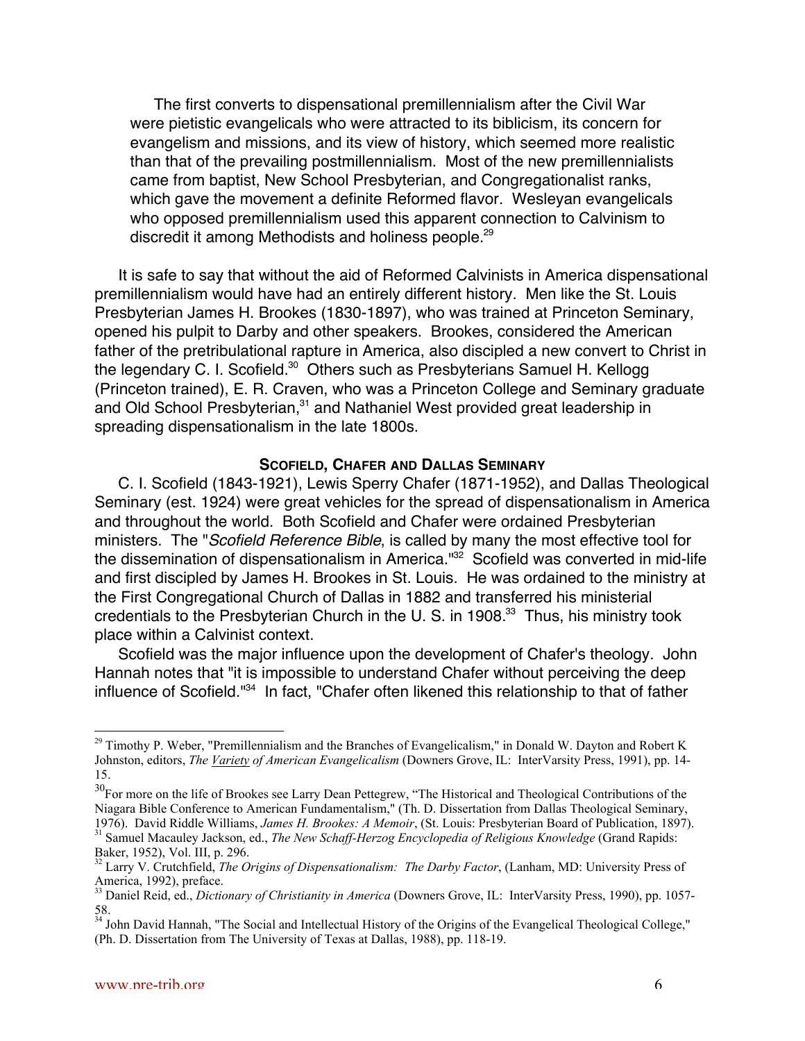> The first converts to dispensational premillennialism after the Civil War were pietistic evangelicals who were attracted to its biblicism, its concern for evangelism and missions, and its view of history, which seemed more realistic than that of the prevailing postmillennialism. Most of the new premillennialists came from baptist, New School Presbyterian, and Congregationalist ranks, which gave the movement a definite Reformed flavor. Wesleyan evangelicals who opposed premillennialism used this apparent connection to Calvinism to discredit it among Methodists and holiness people.[29]

It is safe to say that without the aid of Reformed Calvinists in America dispensational premillennialism would have had an entirely different history. Men like the St. Louis Presbyterian James H. Brookes (1830-1897), who was trained at Princeton Seminary, opened his pulpit to Darby and other speakers. Brookes, considered the American father of the pretribulational rapture in America, also discipled a new convert to Christ in the legendary C. I. Scofield.[30] Others such as Presbyterians Samuel H. Kellogg (Princeton trained), E. R. Craven, who was a Princeton College and Seminary graduate and Old School Presbyterian,[31] and Nathaniel West provided great leadership in spreading dispensationalism in the late 1800s.

### SCOFIELD, CHAFER AND DALLAS SEMINARY

C. I. Scofield (1843-1921), Lewis Sperry Chafer (1871-1952), and Dallas Theological Seminary (est. 1924) were great vehicles for the spread of dispensationalism in America and throughout the world. Both Scofield and Chafer were ordained Presbyterian ministers. The "*Scofield Reference Bible*, is called by many the most effective tool for the dissemination of dispensationalism in America."[32] Scofield was converted in mid-life and first discipled by James H. Brookes in St. Louis. He was ordained to the ministry at the First Congregational Church of Dallas in 1882 and transferred his ministerial credentials to the Presbyterian Church in the U. S. in 1908.[33] Thus, his ministry took place within a Calvinist context.

Scofield was the major influence upon the development of Chafer's theology. John Hannah notes that "it is impossible to understand Chafer without perceiving the deep influence of Scofield."[34] In fact, "Chafer often likened this relationship to that of father

---

[29] Timothy P. Weber, "Premillennialism and the Branches of Evangelicalism," in Donald W. Dayton and Robert K Johnston, editors, *The Variety of American Evangelicalism* (Downers Grove, IL: InterVarsity Press, 1991), pp. 14-15.

[30] For more on the life of Brookes see Larry Dean Pettegrew, "The Historical and Theological Contributions of the Niagara Bible Conference to American Fundamentalism," (Th. D. Dissertation from Dallas Theological Seminary, 1976). David Riddle Williams, *James H. Brookes: A Memoir*, (St. Louis: Presbyterian Board of Publication, 1897).

[31] Samuel Macauley Jackson, ed., *The New Schaff-Herzog Encyclopedia of Religious Knowledge* (Grand Rapids: Baker, 1952), Vol. III, p. 296.

[32] Larry V. Crutchfield, *The Origins of Dispensationalism: The Darby Factor*, (Lanham, MD: University Press of America, 1992), preface.

[33] Daniel Reid, ed., *Dictionary of Christianity in America* (Downers Grove, IL: InterVarsity Press, 1990), pp. 1057-58.

[34] John David Hannah, "The Social and Intellectual History of the Origins of the Evangelical Theological College," (Ph. D. Dissertation from The University of Texas at Dallas, 1988), pp. 118-19.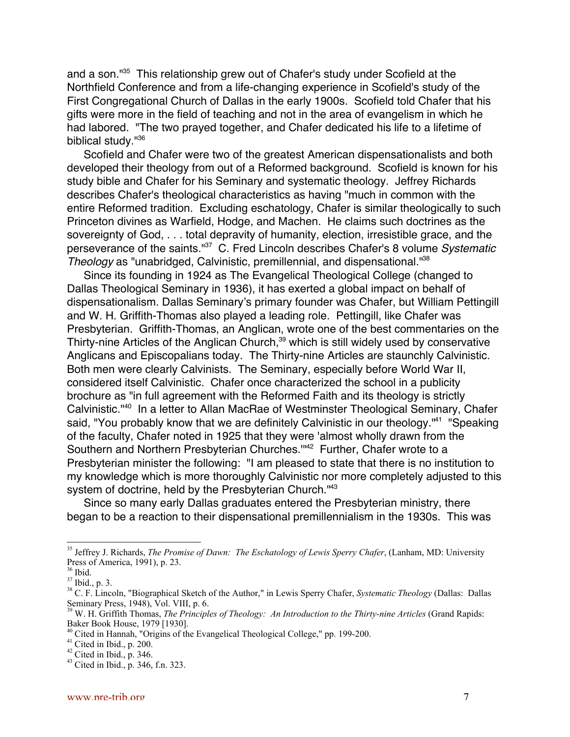and a son."[35] This relationship grew out of Chafer's study under Scofield at the Northfield Conference and from a life-changing experience in Scofield's study of the First Congregational Church of Dallas in the early 1900s. Scofield told Chafer that his gifts were more in the field of teaching and not in the area of evangelism in which he had labored. "The two prayed together, and Chafer dedicated his life to a lifetime of biblical study."[36]

Scofield and Chafer were two of the greatest American dispensationalists and both developed their theology from out of a Reformed background. Scofield is known for his study bible and Chafer for his Seminary and systematic theology. Jeffrey Richards describes Chafer's theological characteristics as having "much in common with the entire Reformed tradition. Excluding eschatology, Chafer is similar theologically to such Princeton divines as Warfield, Hodge, and Machen. He claims such doctrines as the sovereignty of God, . . . total depravity of humanity, election, irresistible grace, and the perseverance of the saints."[37] C. Fred Lincoln describes Chafer's 8 volume *Systematic Theology* as "unabridged, Calvinistic, premillennial, and dispensational."[38]

Since its founding in 1924 as The Evangelical Theological College (changed to Dallas Theological Seminary in 1936), it has exerted a global impact on behalf of dispensationalism. Dallas Seminary's primary founder was Chafer, but William Pettingill and W. H. Griffith-Thomas also played a leading role. Pettingill, like Chafer was Presbyterian. Griffith-Thomas, an Anglican, wrote one of the best commentaries on the Thirty-nine Articles of the Anglican Church,[39] which is still widely used by conservative Anglicans and Episcopalians today. The Thirty-nine Articles are staunchly Calvinistic. Both men were clearly Calvinists. The Seminary, especially before World War II, considered itself Calvinistic. Chafer once characterized the school in a publicity brochure as "in full agreement with the Reformed Faith and its theology is strictly Calvinistic."[40] In a letter to Allan MacRae of Westminster Theological Seminary, Chafer said, "You probably know that we are definitely Calvinistic in our theology."[41] "Speaking of the faculty, Chafer noted in 1925 that they were 'almost wholly drawn from the Southern and Northern Presbyterian Churches.'"[42] Further, Chafer wrote to a Presbyterian minister the following: "I am pleased to state that there is no institution to my knowledge which is more thoroughly Calvinistic nor more completely adjusted to this system of doctrine, held by the Presbyterian Church."[43]

Since so many early Dallas graduates entered the Presbyterian ministry, there began to be a reaction to their dispensational premillennialism in the 1930s. This was

---

[35] Jeffrey J. Richards, *The Promise of Dawn: The Eschatology of Lewis Sperry Chafer*, (Lanham, MD: University Press of America, 1991), p. 23.

[36] Ibid.

[37] Ibid., p. 3.

[38] C. F. Lincoln, "Biographical Sketch of the Author," in Lewis Sperry Chafer, *Systematic Theology* (Dallas: Dallas Seminary Press, 1948), Vol. VIII, p. 6.

[39] W. H. Griffith Thomas, *The Principles of Theology: An Introduction to the Thirty-nine Articles* (Grand Rapids: Baker Book House, 1979 [1930].

[40] Cited in Hannah, "Origins of the Evangelical Theological College," pp. 199-200.

[41] Cited in Ibid., p. 200.

[42] Cited in Ibid., p. 346.

[43] Cited in Ibid., p. 346, f.n. 323.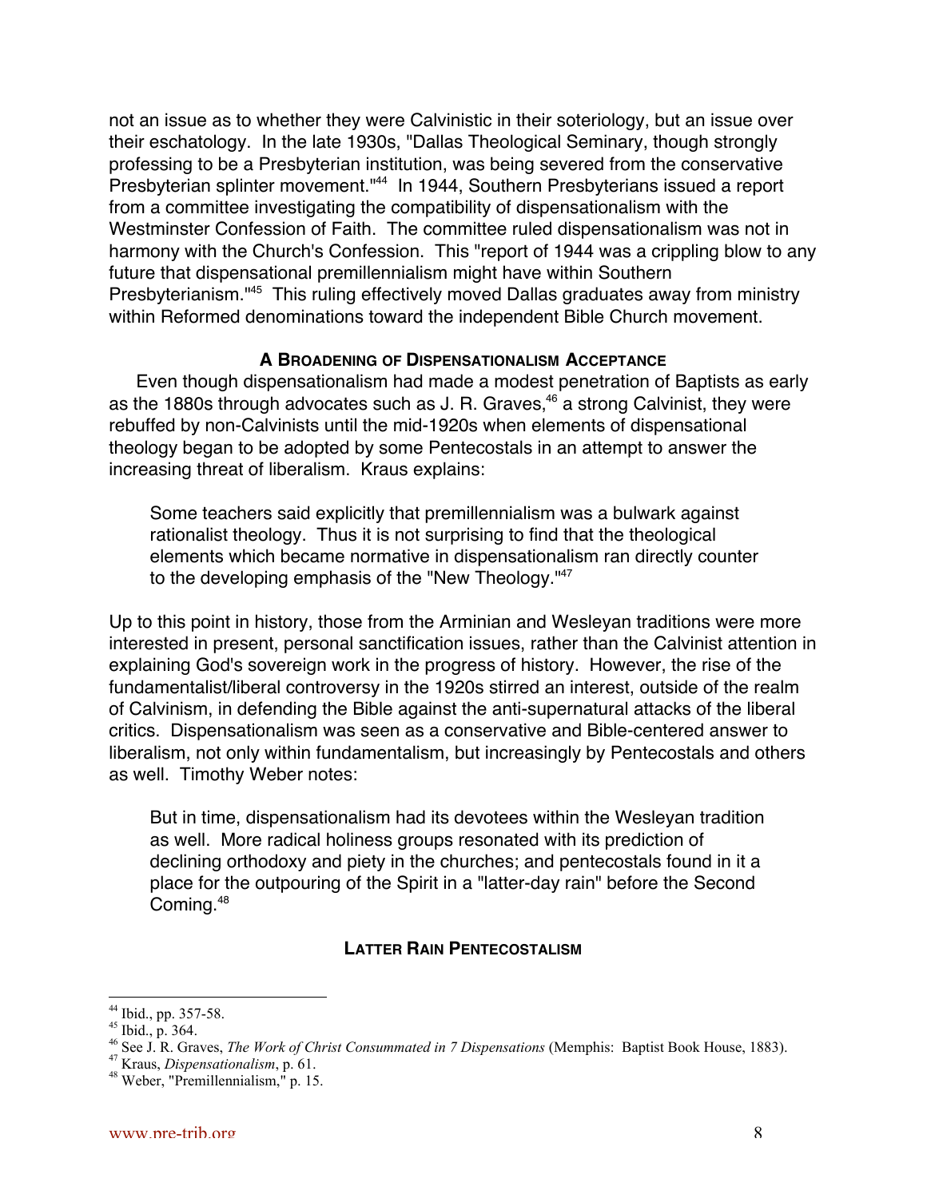not an issue as to whether they were Calvinistic in their soteriology, but an issue over their eschatology. In the late 1930s, "Dallas Theological Seminary, though strongly professing to be a Presbyterian institution, was being severed from the conservative Presbyterian splinter movement."[44] In 1944, Southern Presbyterians issued a report from a committee investigating the compatibility of dispensationalism with the Westminster Confession of Faith. The committee ruled dispensationalism was not in harmony with the Church's Confession. This "report of 1944 was a crippling blow to any future that dispensational premillennialism might have within Southern Presbyterianism."[45] This ruling effectively moved Dallas graduates away from ministry within Reformed denominations toward the independent Bible Church movement.

### A BROADENING OF DISPENSATIONALISM ACCEPTANCE

Even though dispensationalism had made a modest penetration of Baptists as early as the 1880s through advocates such as J. R. Graves,[46] a strong Calvinist, they were rebuffed by non-Calvinists until the mid-1920s when elements of dispensational theology began to be adopted by some Pentecostals in an attempt to answer the increasing threat of liberalism. Kraus explains:

> Some teachers said explicitly that premillennialism was a bulwark against rationalist theology. Thus it is not surprising to find that the theological elements which became normative in dispensationalism ran directly counter to the developing emphasis of the "New Theology."[47]

Up to this point in history, those from the Arminian and Wesleyan traditions were more interested in present, personal sanctification issues, rather than the Calvinist attention in explaining God's sovereign work in the progress of history. However, the rise of the fundamentalist/liberal controversy in the 1920s stirred an interest, outside of the realm of Calvinism, in defending the Bible against the anti-supernatural attacks of the liberal critics. Dispensationalism was seen as a conservative and Bible-centered answer to liberalism, not only within fundamentalism, but increasingly by Pentecostals and others as well. Timothy Weber notes:

> But in time, dispensationalism had its devotees within the Wesleyan tradition as well. More radical holiness groups resonated with its prediction of declining orthodoxy and piety in the churches; and pentecostals found in it a place for the outpouring of the Spirit in a "latter-day rain" before the Second Coming.[48]

### LATTER RAIN PENTECOSTALISM

---

[44] Ibid., pp. 357-58.
[45] Ibid., p. 364.
[46] See J. R. Graves, *The Work of Christ Consummated in 7 Dispensations* (Memphis: Baptist Book House, 1883).
[47] Kraus, *Dispensationalism*, p. 61.
[48] Weber, "Premillennialism," p. 15.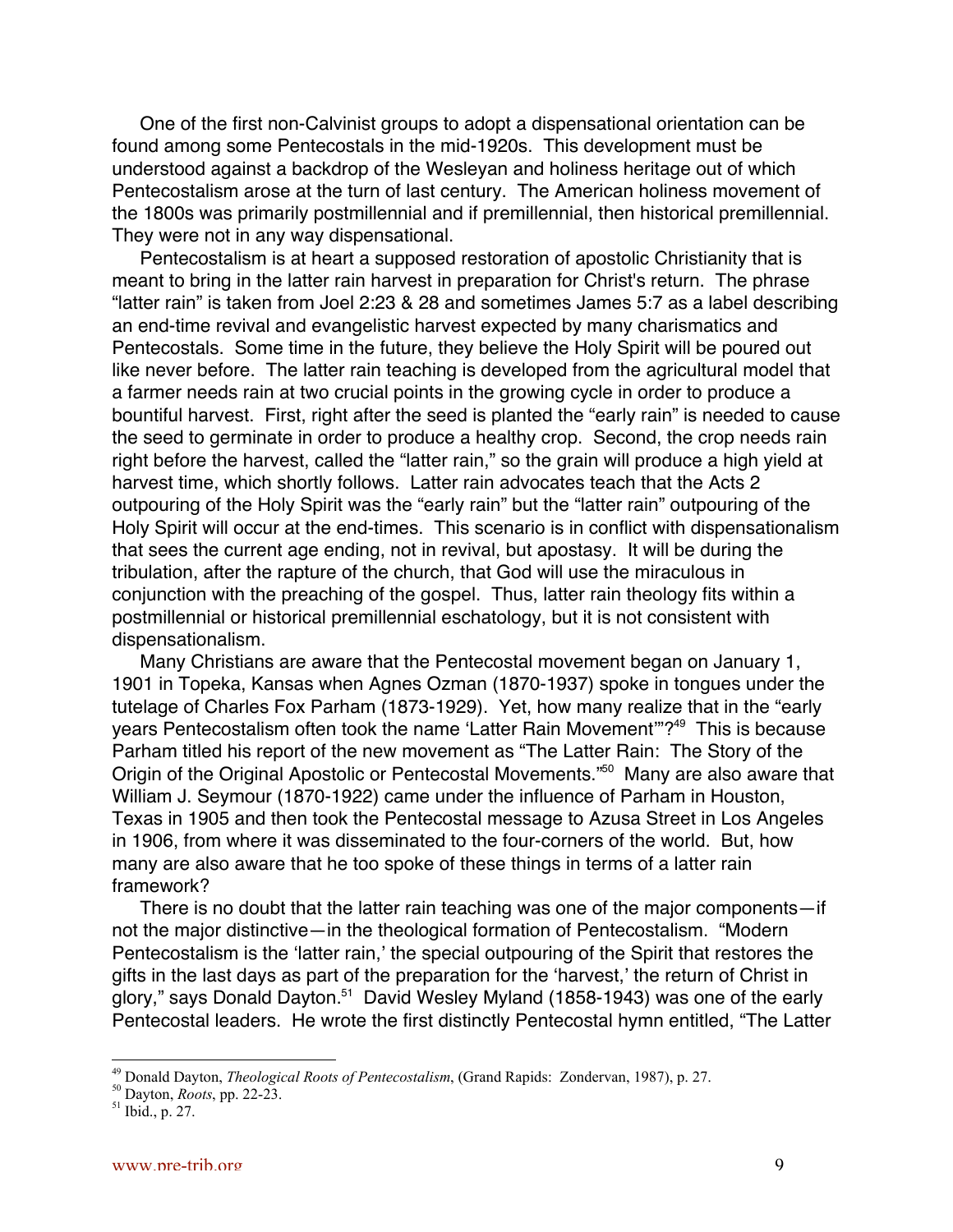One of the first non-Calvinist groups to adopt a dispensational orientation can be found among some Pentecostals in the mid-1920s. This development must be understood against a backdrop of the Wesleyan and holiness heritage out of which Pentecostalism arose at the turn of last century. The American holiness movement of the 1800s was primarily postmillennial and if premillennial, then historical premillennial. They were not in any way dispensational.

Pentecostalism is at heart a supposed restoration of apostolic Christianity that is meant to bring in the latter rain harvest in preparation for Christ's return. The phrase "latter rain" is taken from Joel 2:23 & 28 and sometimes James 5:7 as a label describing an end-time revival and evangelistic harvest expected by many charismatics and Pentecostals. Some time in the future, they believe the Holy Spirit will be poured out like never before. The latter rain teaching is developed from the agricultural model that a farmer needs rain at two crucial points in the growing cycle in order to produce a bountiful harvest. First, right after the seed is planted the "early rain" is needed to cause the seed to germinate in order to produce a healthy crop. Second, the crop needs rain right before the harvest, called the "latter rain," so the grain will produce a high yield at harvest time, which shortly follows. Latter rain advocates teach that the Acts 2 outpouring of the Holy Spirit was the "early rain" but the "latter rain" outpouring of the Holy Spirit will occur at the end-times. This scenario is in conflict with dispensationalism that sees the current age ending, not in revival, but apostasy. It will be during the tribulation, after the rapture of the church, that God will use the miraculous in conjunction with the preaching of the gospel. Thus, latter rain theology fits within a postmillennial or historical premillennial eschatology, but it is not consistent with dispensationalism.

Many Christians are aware that the Pentecostal movement began on January 1, 1901 in Topeka, Kansas when Agnes Ozman (1870-1937) spoke in tongues under the tutelage of Charles Fox Parham (1873-1929). Yet, how many realize that in the "early years Pentecostalism often took the name 'Latter Rain Movement'"?[49] This is because Parham titled his report of the new movement as "The Latter Rain: The Story of the Origin of the Original Apostolic or Pentecostal Movements."[50] Many are also aware that William J. Seymour (1870-1922) came under the influence of Parham in Houston, Texas in 1905 and then took the Pentecostal message to Azusa Street in Los Angeles in 1906, from where it was disseminated to the four-corners of the world. But, how many are also aware that he too spoke of these things in terms of a latter rain framework?

There is no doubt that the latter rain teaching was one of the major components—if not the major distinctive—in the theological formation of Pentecostalism. "Modern Pentecostalism is the 'latter rain,' the special outpouring of the Spirit that restores the gifts in the last days as part of the preparation for the 'harvest,' the return of Christ in glory," says Donald Dayton.[51] David Wesley Myland (1858-1943) was one of the early Pentecostal leaders. He wrote the first distinctly Pentecostal hymn entitled, "The Latter

---

[49] Donald Dayton, *Theological Roots of Pentecostalism*, (Grand Rapids: Zondervan, 1987), p. 27.

[50] Dayton, *Roots*, pp. 22-23.

[51] Ibid., p. 27.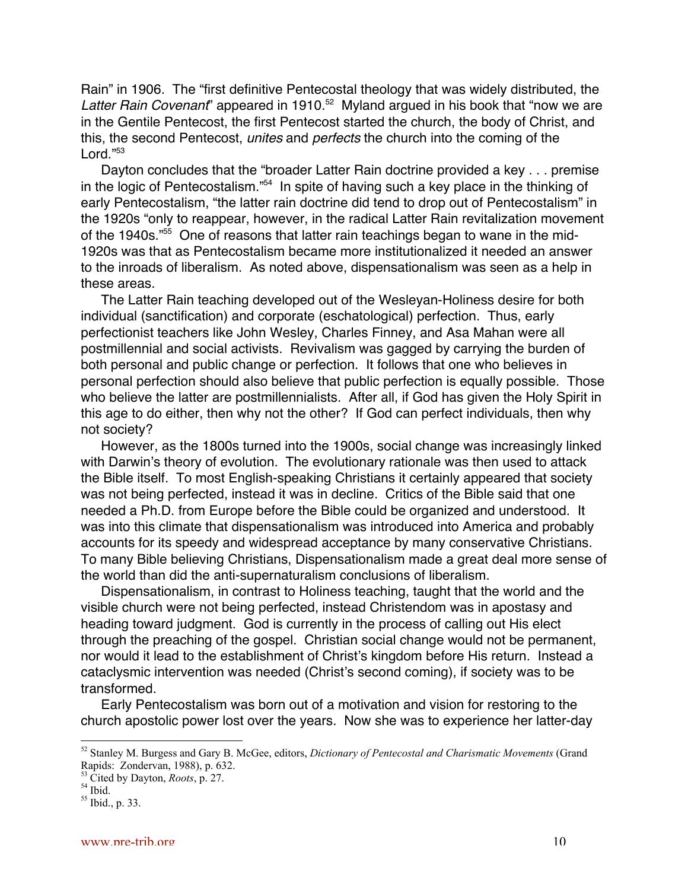Rain" in 1906. The "first definitive Pentecostal theology that was widely distributed, the *Latter Rain Covenant*" appeared in 1910.[52] Myland argued in his book that "now we are in the Gentile Pentecost, the first Pentecost started the church, the body of Christ, and this, the second Pentecost, *unites* and *perfects* the church into the coming of the Lord."[53]

Dayton concludes that the "broader Latter Rain doctrine provided a key . . . premise in the logic of Pentecostalism."[54] In spite of having such a key place in the thinking of early Pentecostalism, "the latter rain doctrine did tend to drop out of Pentecostalism" in the 1920s "only to reappear, however, in the radical Latter Rain revitalization movement of the 1940s."[55] One of reasons that latter rain teachings began to wane in the mid-1920s was that as Pentecostalism became more institutionalized it needed an answer to the inroads of liberalism. As noted above, dispensationalism was seen as a help in these areas.

The Latter Rain teaching developed out of the Wesleyan-Holiness desire for both individual (sanctification) and corporate (eschatological) perfection. Thus, early perfectionist teachers like John Wesley, Charles Finney, and Asa Mahan were all postmillennial and social activists. Revivalism was gagged by carrying the burden of both personal and public change or perfection. It follows that one who believes in personal perfection should also believe that public perfection is equally possible. Those who believe the latter are postmillennialists. After all, if God has given the Holy Spirit in this age to do either, then why not the other? If God can perfect individuals, then why not society?

However, as the 1800s turned into the 1900s, social change was increasingly linked with Darwin's theory of evolution. The evolutionary rationale was then used to attack the Bible itself. To most English-speaking Christians it certainly appeared that society was not being perfected, instead it was in decline. Critics of the Bible said that one needed a Ph.D. from Europe before the Bible could be organized and understood. It was into this climate that dispensationalism was introduced into America and probably accounts for its speedy and widespread acceptance by many conservative Christians. To many Bible believing Christians, Dispensationalism made a great deal more sense of the world than did the anti-supernaturalism conclusions of liberalism.

Dispensationalism, in contrast to Holiness teaching, taught that the world and the visible church were not being perfected, instead Christendom was in apostasy and heading toward judgment. God is currently in the process of calling out His elect through the preaching of the gospel. Christian social change would not be permanent, nor would it lead to the establishment of Christ's kingdom before His return. Instead a cataclysmic intervention was needed (Christ's second coming), if society was to be transformed.

Early Pentecostalism was born out of a motivation and vision for restoring to the church apostolic power lost over the years. Now she was to experience her latter-day

---

[52] Stanley M. Burgess and Gary B. McGee, editors, *Dictionary of Pentecostal and Charismatic Movements* (Grand Rapids: Zondervan, 1988), p. 632.

[53] Cited by Dayton, *Roots*, p. 27.

[54] Ibid.

[55] Ibid., p. 33.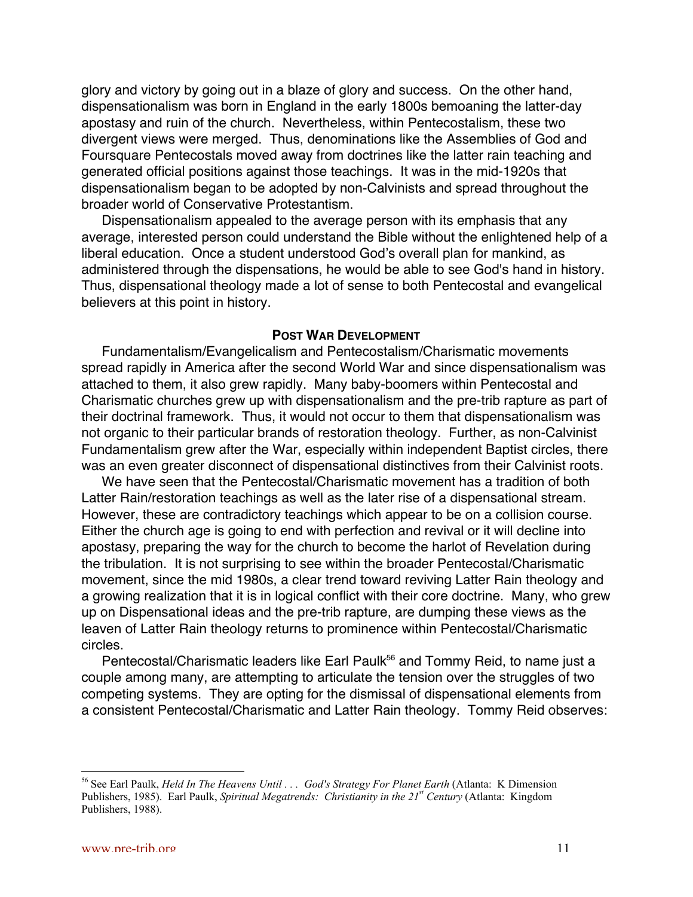glory and victory by going out in a blaze of glory and success. On the other hand, dispensationalism was born in England in the early 1800s bemoaning the latter-day apostasy and ruin of the church. Nevertheless, within Pentecostalism, these two divergent views were merged. Thus, denominations like the Assemblies of God and Foursquare Pentecostals moved away from doctrines like the latter rain teaching and generated official positions against those teachings. It was in the mid-1920s that dispensationalism began to be adopted by non-Calvinists and spread throughout the broader world of Conservative Protestantism.

Dispensationalism appealed to the average person with its emphasis that any average, interested person could understand the Bible without the enlightened help of a liberal education. Once a student understood God's overall plan for mankind, as administered through the dispensations, he would be able to see God's hand in history. Thus, dispensational theology made a lot of sense to both Pentecostal and evangelical believers at this point in history.

### POST WAR DEVELOPMENT

Fundamentalism/Evangelicalism and Pentecostalism/Charismatic movements spread rapidly in America after the second World War and since dispensationalism was attached to them, it also grew rapidly. Many baby-boomers within Pentecostal and Charismatic churches grew up with dispensationalism and the pre-trib rapture as part of their doctrinal framework. Thus, it would not occur to them that dispensationalism was not organic to their particular brands of restoration theology. Further, as non-Calvinist Fundamentalism grew after the War, especially within independent Baptist circles, there was an even greater disconnect of dispensational distinctives from their Calvinist roots.

We have seen that the Pentecostal/Charismatic movement has a tradition of both Latter Rain/restoration teachings as well as the later rise of a dispensational stream. However, these are contradictory teachings which appear to be on a collision course. Either the church age is going to end with perfection and revival or it will decline into apostasy, preparing the way for the church to become the harlot of Revelation during the tribulation. It is not surprising to see within the broader Pentecostal/Charismatic movement, since the mid 1980s, a clear trend toward reviving Latter Rain theology and a growing realization that it is in logical conflict with their core doctrine. Many, who grew up on Dispensational ideas and the pre-trib rapture, are dumping these views as the leaven of Latter Rain theology returns to prominence within Pentecostal/Charismatic circles.

Pentecostal/Charismatic leaders like Earl Paulk[56] and Tommy Reid, to name just a couple among many, are attempting to articulate the tension over the struggles of two competing systems. They are opting for the dismissal of dispensational elements from a consistent Pentecostal/Charismatic and Latter Rain theology. Tommy Reid observes:

---

[56] See Earl Paulk, *Held In The Heavens Until . . . God's Strategy For Planet Earth* (Atlanta: K Dimension Publishers, 1985). Earl Paulk, *Spiritual Megatrends: Christianity in the 21st Century* (Atlanta: Kingdom Publishers, 1988).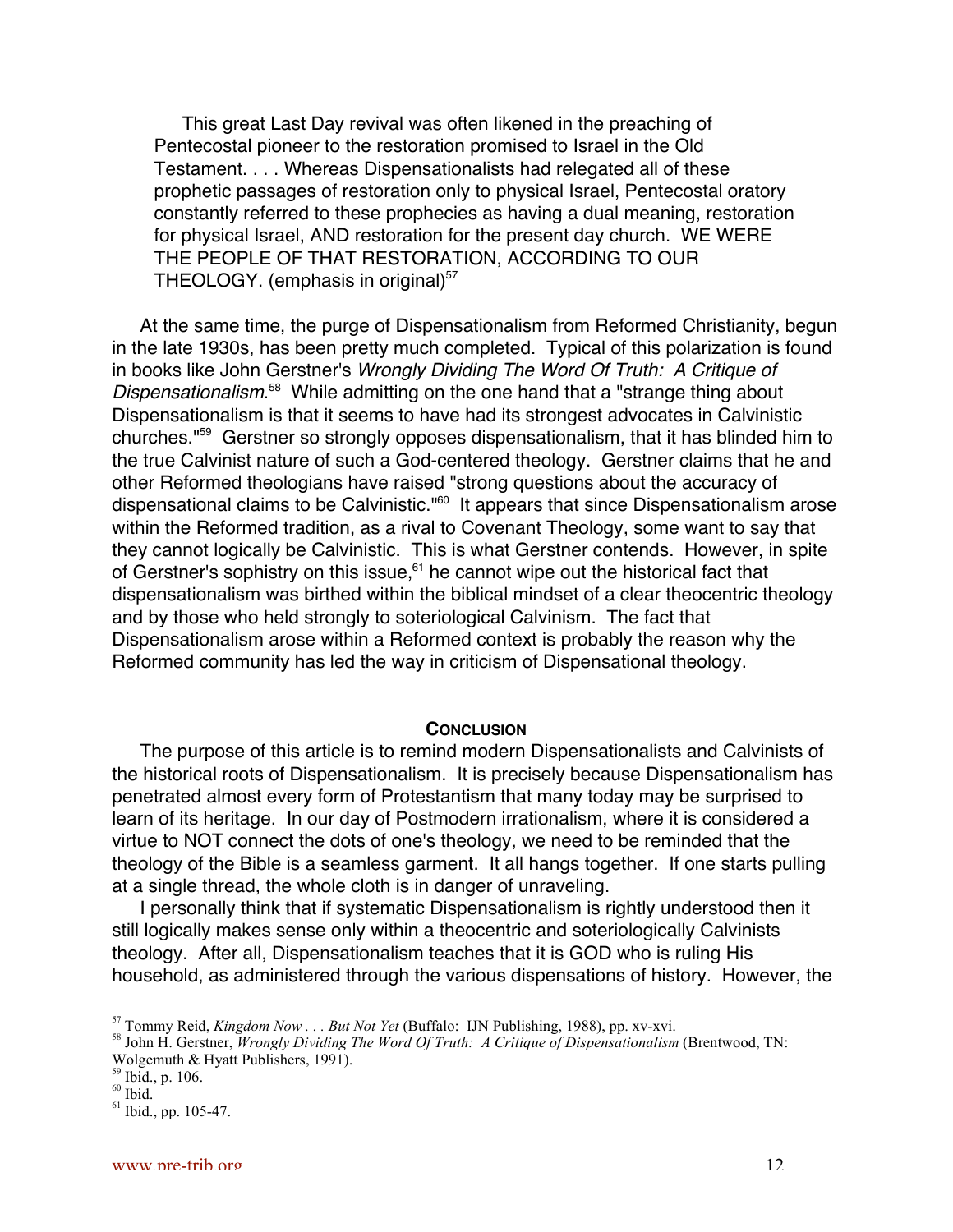> This great Last Day revival was often likened in the preaching of Pentecostal pioneer to the restoration promised to Israel in the Old Testament. . . . Whereas Dispensationalists had relegated all of these prophetic passages of restoration only to physical Israel, Pentecostal oratory constantly referred to these prophecies as having a dual meaning, restoration for physical Israel, AND restoration for the present day church. WE WERE THE PEOPLE OF THAT RESTORATION, ACCORDING TO OUR THEOLOGY. (emphasis in original)[57]

At the same time, the purge of Dispensationalism from Reformed Christianity, begun in the late 1930s, has been pretty much completed. Typical of this polarization is found in books like John Gerstner's *Wrongly Dividing The Word Of Truth: A Critique of Dispensationalism*.[58] While admitting on the one hand that a "strange thing about Dispensationalism is that it seems to have had its strongest advocates in Calvinistic churches."[59] Gerstner so strongly opposes dispensationalism, that it has blinded him to the true Calvinist nature of such a God-centered theology. Gerstner claims that he and other Reformed theologians have raised "strong questions about the accuracy of dispensational claims to be Calvinistic."[60] It appears that since Dispensationalism arose within the Reformed tradition, as a rival to Covenant Theology, some want to say that they cannot logically be Calvinistic. This is what Gerstner contends. However, in spite of Gerstner's sophistry on this issue,[61] he cannot wipe out the historical fact that dispensationalism was birthed within the biblical mindset of a clear theocentric theology and by those who held strongly to soteriological Calvinism. The fact that Dispensationalism arose within a Reformed context is probably the reason why the Reformed community has led the way in criticism of Dispensational theology.

## CONCLUSION

The purpose of this article is to remind modern Dispensationalists and Calvinists of the historical roots of Dispensationalism. It is precisely because Dispensationalism has penetrated almost every form of Protestantism that many today may be surprised to learn of its heritage. In our day of Postmodern irrationalism, where it is considered a virtue to NOT connect the dots of one's theology, we need to be reminded that the theology of the Bible is a seamless garment. It all hangs together. If one starts pulling at a single thread, the whole cloth is in danger of unraveling.

I personally think that if systematic Dispensationalism is rightly understood then it still logically makes sense only within a theocentric and soteriologically Calvinists theology. After all, Dispensationalism teaches that it is GOD who is ruling His household, as administered through the various dispensations of history. However, the

---

[57] Tommy Reid, *Kingdom Now . . . But Not Yet* (Buffalo: IJN Publishing, 1988), pp. xv-xvi.

[58] John H. Gerstner, *Wrongly Dividing The Word Of Truth: A Critique of Dispensationalism* (Brentwood, TN: Wolgemuth & Hyatt Publishers, 1991).

[59] Ibid., p. 106.

[60] Ibid.

[61] Ibid., pp. 105-47.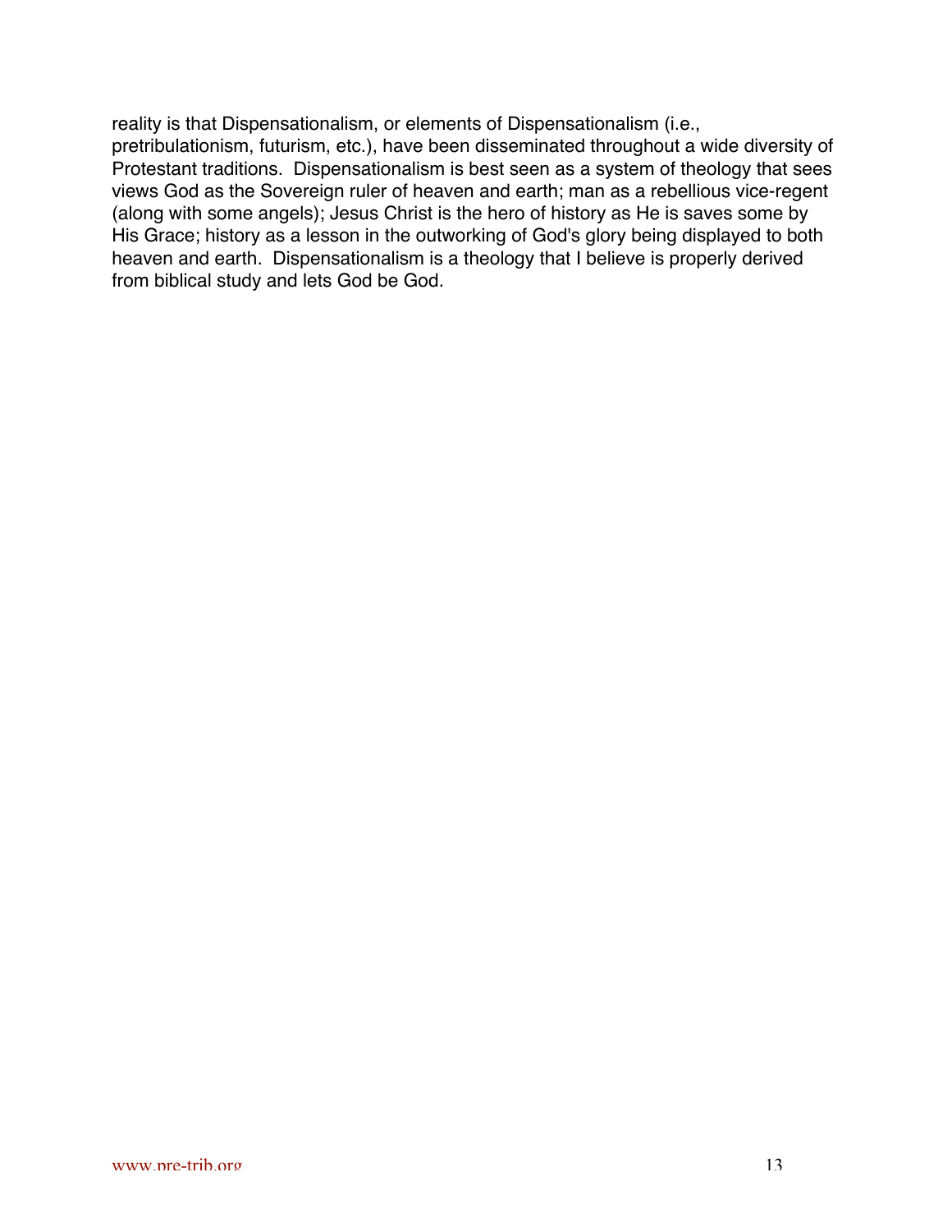reality is that Dispensationalism, or elements of Dispensationalism (i.e., pretribulationism, futurism, etc.), have been disseminated throughout a wide diversity of Protestant traditions. Dispensationalism is best seen as a system of theology that sees views God as the Sovereign ruler of heaven and earth; man as a rebellious vice-regent (along with some angels); Jesus Christ is the hero of history as He is saves some by His Grace; history as a lesson in the outworking of God's glory being displayed to both heaven and earth. Dispensationalism is a theology that I believe is properly derived from biblical study and lets God be God.